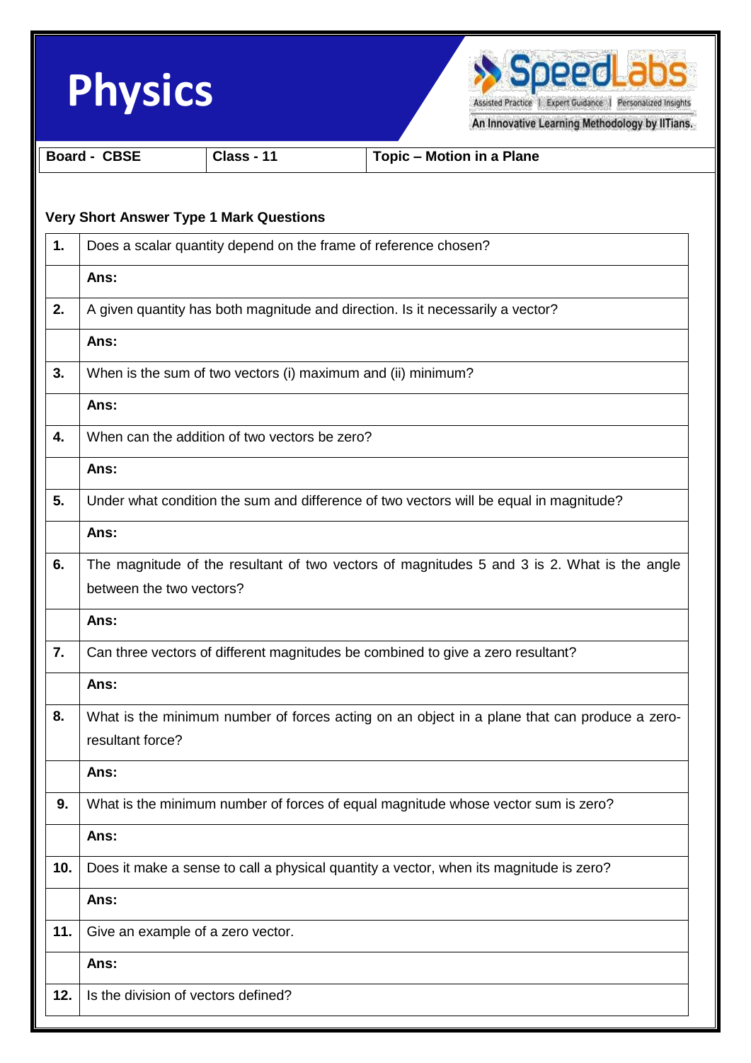# Physics

| Board - CBSE | Class - 11 | Topic – Motion in a Plane |
|---|---|---|

### Very Short Answer Type 1 Mark Questions

| | |
|---|---|
| **1.** | Does a scalar quantity depend on the frame of reference chosen? |
| | **Ans:** |
| **2.** | A given quantity has both magnitude and direction. Is it necessarily a vector? |
| | **Ans:** |
| **3.** | When is the sum of two vectors (i) maximum and (ii) minimum? |
| | **Ans:** |
| **4.** | When can the addition of two vectors be zero? |
| | **Ans:** |
| **5.** | Under what condition the sum and difference of two vectors will be equal in magnitude? |
| | **Ans:** |
| **6.** | The magnitude of the resultant of two vectors of magnitudes 5 and 3 is 2. What is the angle between the two vectors? |
| | **Ans:** |
| **7.** | Can three vectors of different magnitudes be combined to give a zero resultant? |
| | **Ans:** |
| **8.** | What is the minimum number of forces acting on an object in a plane that can produce a zero-resultant force? |
| | **Ans:** |
| **9.** | What is the minimum number of forces of equal magnitude whose vector sum is zero? |
| | **Ans:** |
| **10.** | Does it make a sense to call a physical quantity a vector, when its magnitude is zero? |
| | **Ans:** |
| **11.** | Give an example of a zero vector. |
| | **Ans:** |
| **12.** | Is the division of vectors defined? |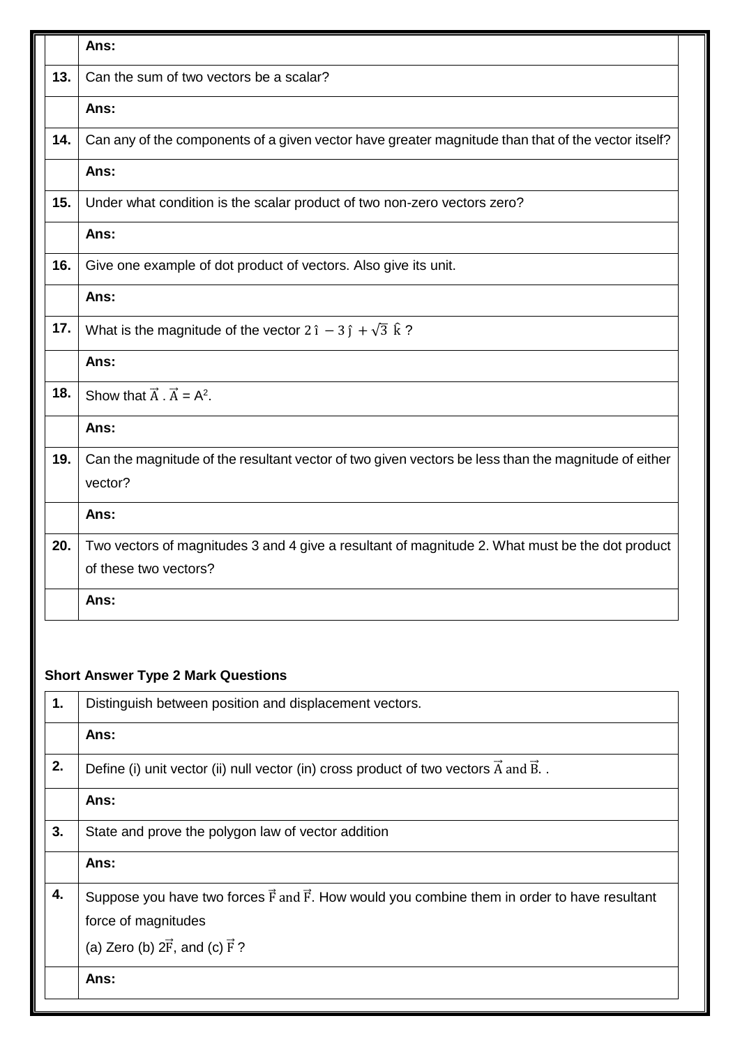|  | Ans: |
|---|---|
| 13. | Can the sum of two vectors be a scalar? |
|  | Ans: |
| 14. | Can any of the components of a given vector have greater magnitude than that of the vector itself? |
|  | Ans: |
| 15. | Under what condition is the scalar product of two non-zero vectors zero? |
|  | Ans: |
| 16. | Give one example of dot product of vectors. Also give its unit. |
|  | Ans: |
| 17. | What is the magnitude of the vector $2\,\hat{\imath} - 3\,\hat{\jmath} + \sqrt{3}\,\hat{k}$ ? |
|  | Ans: |
| 18. | Show that $\vec{A} \cdot \vec{A} = A^2$. |
|  | Ans: |
| 19. | Can the magnitude of the resultant vector of two given vectors be less than the magnitude of either vector? |
|  | Ans: |
| 20. | Two vectors of magnitudes 3 and 4 give a resultant of magnitude 2. What must be the dot product of these two vectors? |
|  | Ans: |

**Short Answer Type 2 Mark Questions**

| 1. | Distinguish between position and displacement vectors. |
|---|---|
|  | Ans: |
| 2. | Define (i) unit vector (ii) null vector (in) cross product of two vectors $\vec{A}$ and $\vec{B}$. . |
|  | Ans: |
| 3. | State and prove the polygon law of vector addition |
|  | Ans: |
| 4. | Suppose you have two forces $\vec{F}$ and $\vec{F}$. How would you combine them in order to have resultant force of magnitudes (a) Zero (b) $2\vec{F}$, and (c) $\vec{F}$ ? |
|  | Ans: |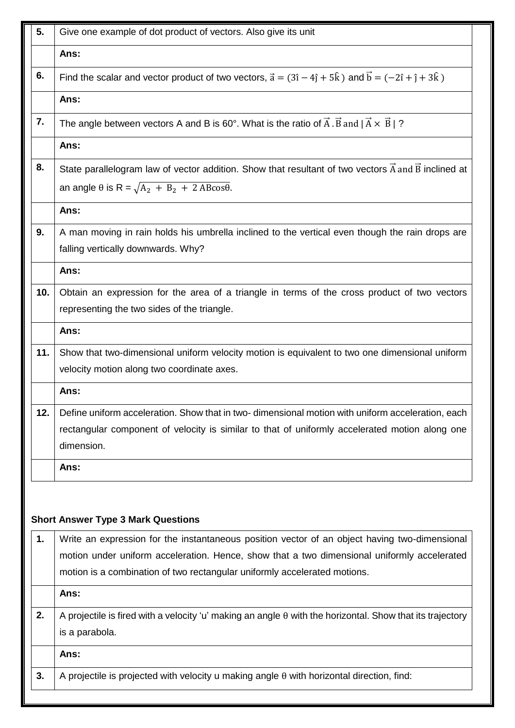| | |
|---|---|
| **5.** | Give one example of dot product of vectors. Also give its unit |
| | **Ans:** |
| **6.** | Find the scalar and vector product of two vectors, $\vec{a} = (3\hat{i} - 4\hat{j} + 5\hat{k})$ and $\vec{b} = (-2\hat{i} + \hat{j} + 3\hat{k})$ |
| | **Ans:** |
| **7.** | The angle between vectors A and B is 60°. What is the ratio of $\vec{A}.\vec{B}$ and $\lvert \vec{A} \times \vec{B} \rvert$ ? |
| | **Ans:** |
| **8.** | State parallelogram law of vector addition. Show that resultant of two vectors $\vec{A}$ and $\vec{B}$ inclined at an angle θ is R = $\sqrt{A_2 + B_2 + 2\,AB\cos\theta}$. |
| | **Ans:** |
| **9.** | A man moving in rain holds his umbrella inclined to the vertical even though the rain drops are falling vertically downwards. Why? |
| | **Ans:** |
| **10.** | Obtain an expression for the area of a triangle in terms of the cross product of two vectors representing the two sides of the triangle. |
| | **Ans:** |
| **11.** | Show that two-dimensional uniform velocity motion is equivalent to two one dimensional uniform velocity motion along two coordinate axes. |
| | **Ans:** |
| **12.** | Define uniform acceleration. Show that in two- dimensional motion with uniform acceleration, each rectangular component of velocity is similar to that of uniformly accelerated motion along one dimension. |
| | **Ans:** |

**Short Answer Type 3 Mark Questions**

| | |
|---|---|
| **1.** | Write an expression for the instantaneous position vector of an object having two-dimensional motion under uniform acceleration. Hence, show that a two dimensional uniformly accelerated motion is a combination of two rectangular uniformly accelerated motions. |
| | **Ans:** |
| **2.** | A projectile is fired with a velocity 'u' making an angle θ with the horizontal. Show that its trajectory is a parabola. |
| | **Ans:** |
| **3.** | A projectile is projected with velocity u making angle θ with horizontal direction, find: |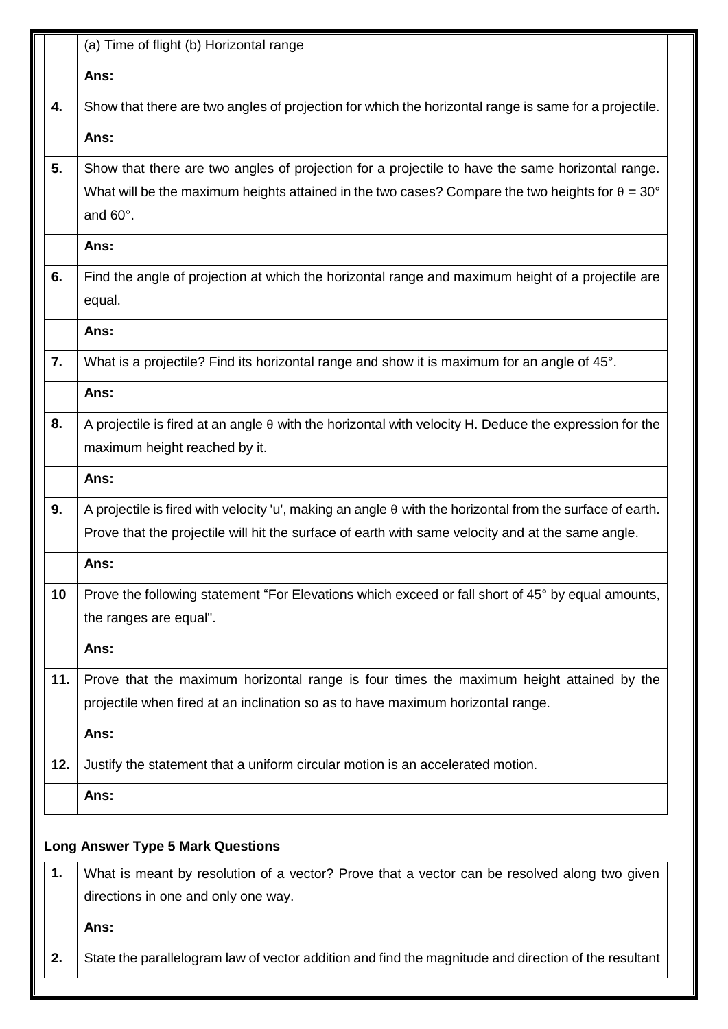|  |  |
|---|---|
|  | (a) Time of flight (b) Horizontal range |
|  | **Ans:** |
| **4.** | Show that there are two angles of projection for which the horizontal range is same for a projectile. |
|  | **Ans:** |
| **5.** | Show that there are two angles of projection for a projectile to have the same horizontal range. What will be the maximum heights attained in the two cases? Compare the two heights for $\theta = 30°$ and $60°$. |
|  | **Ans:** |
| **6.** | Find the angle of projection at which the horizontal range and maximum height of a projectile are equal. |
|  | **Ans:** |
| **7.** | What is a projectile? Find its horizontal range and show it is maximum for an angle of 45°. |
|  | **Ans:** |
| **8.** | A projectile is fired at an angle $\theta$ with the horizontal with velocity H. Deduce the expression for the maximum height reached by it. |
|  | **Ans:** |
| **9.** | A projectile is fired with velocity 'u', making an angle $\theta$ with the horizontal from the surface of earth. Prove that the projectile will hit the surface of earth with same velocity and at the same angle. |
|  | **Ans:** |
| **10** | Prove the following statement "For Elevations which exceed or fall short of 45° by equal amounts, the ranges are equal". |
|  | **Ans:** |
| **11.** | Prove that the maximum horizontal range is four times the maximum height attained by the projectile when fired at an inclination so as to have maximum horizontal range. |
|  | **Ans:** |
| **12.** | Justify the statement that a uniform circular motion is an accelerated motion. |
|  | **Ans:** |

**Long Answer Type 5 Mark Questions**

|  |  |
|---|---|
| **1.** | What is meant by resolution of a vector? Prove that a vector can be resolved along two given directions in one and only one way. |
|  | **Ans:** |
| **2.** | State the parallelogram law of vector addition and find the magnitude and direction of the resultant |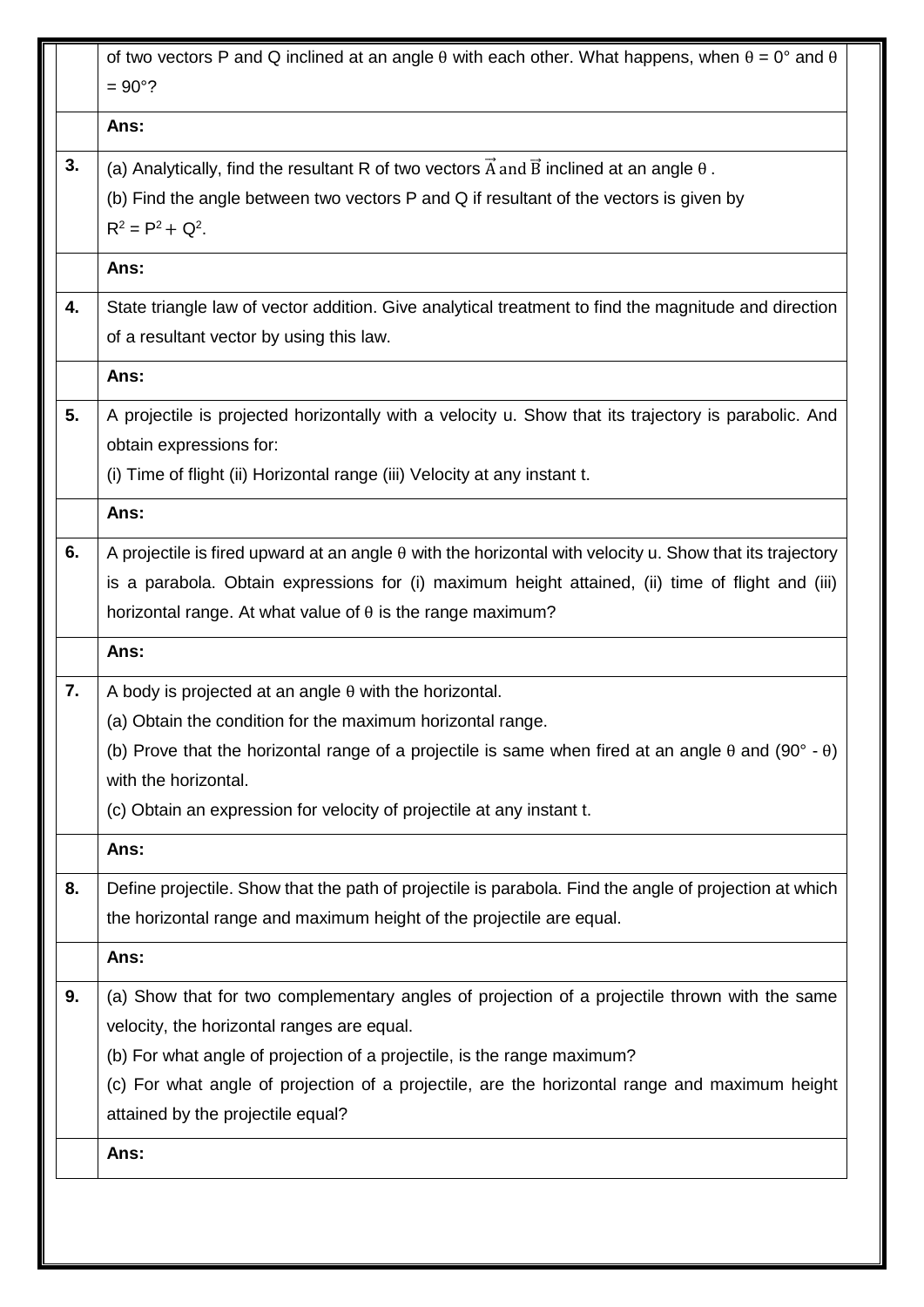|  |  |
|---|---|
|  | of two vectors P and Q inclined at an angle $\theta$ with each other. What happens, when $\theta = 0°$ and $\theta = 90°$? |
|  | **Ans:** |
| **3.** | (a) Analytically, find the resultant R of two vectors $\vec{A}$ and $\vec{B}$ inclined at an angle $\theta$. (b) Find the angle between two vectors P and Q if resultant of the vectors is given by $R^2 = P^2 + Q^2$. |
|  | **Ans:** |
| **4.** | State triangle law of vector addition. Give analytical treatment to find the magnitude and direction of a resultant vector by using this law. |
|  | **Ans:** |
| **5.** | A projectile is projected horizontally with a velocity u. Show that its trajectory is parabolic. And obtain expressions for: (i) Time of flight (ii) Horizontal range (iii) Velocity at any instant t. |
|  | **Ans:** |
| **6.** | A projectile is fired upward at an angle $\theta$ with the horizontal with velocity u. Show that its trajectory is a parabola. Obtain expressions for (i) maximum height attained, (ii) time of flight and (iii) horizontal range. At what value of $\theta$ is the range maximum? |
|  | **Ans:** |
| **7.** | A body is projected at an angle $\theta$ with the horizontal. (a) Obtain the condition for the maximum horizontal range. (b) Prove that the horizontal range of a projectile is same when fired at an angle $\theta$ and $(90° - \theta)$ with the horizontal. (c) Obtain an expression for velocity of projectile at any instant t. |
|  | **Ans:** |
| **8.** | Define projectile. Show that the path of projectile is parabola. Find the angle of projection at which the horizontal range and maximum height of the projectile are equal. |
|  | **Ans:** |
| **9.** | (a) Show that for two complementary angles of projection of a projectile thrown with the same velocity, the horizontal ranges are equal. (b) For what angle of projection of a projectile, is the range maximum? (c) For what angle of projection of a projectile, are the horizontal range and maximum height attained by the projectile equal? |
|  | **Ans:** |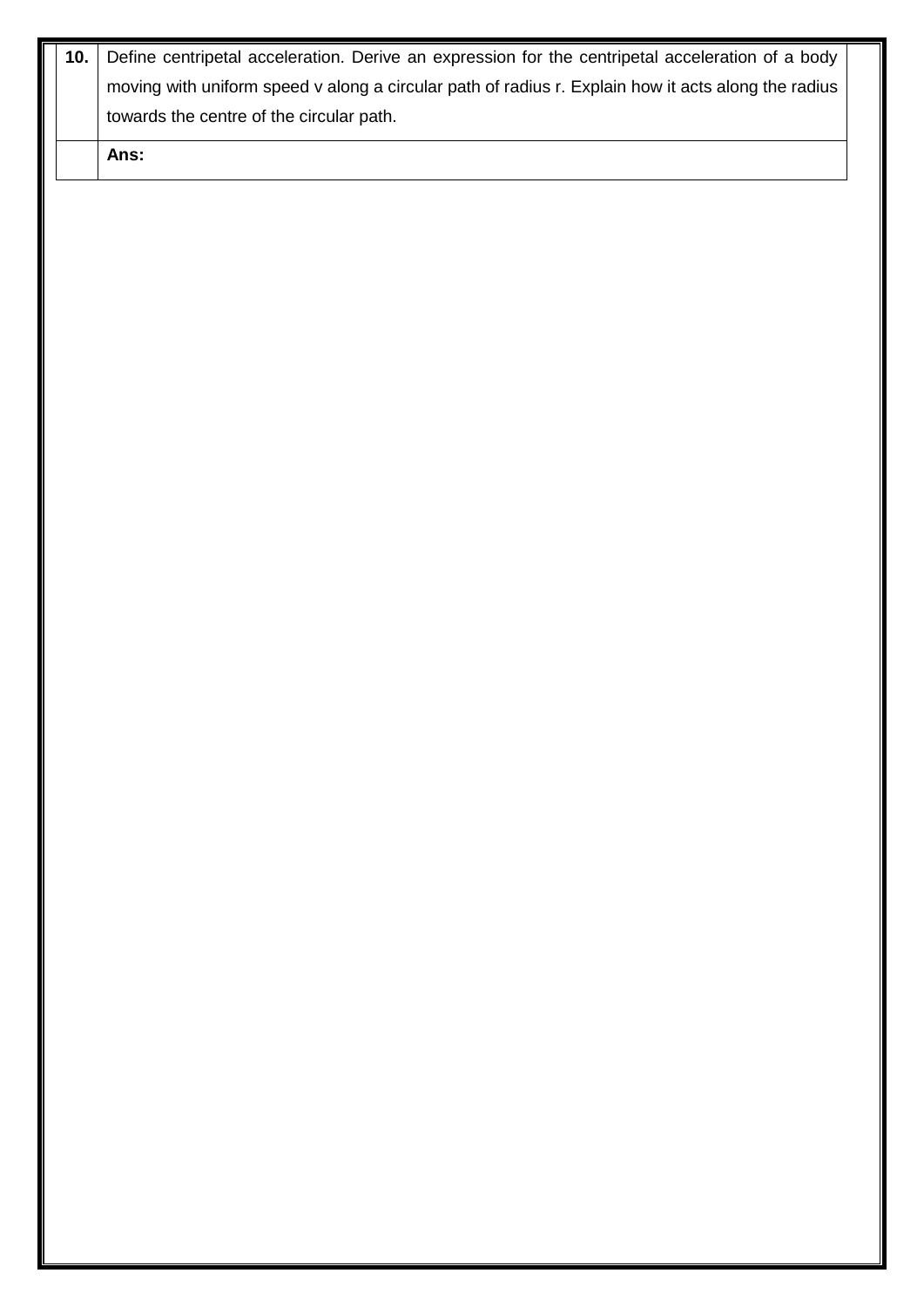| | |
|---|---|
| **10.** | Define centripetal acceleration. Derive an expression for the centripetal acceleration of a body moving with uniform speed v along a circular path of radius r. Explain how it acts along the radius towards the centre of the circular path. |
| | **Ans:** |